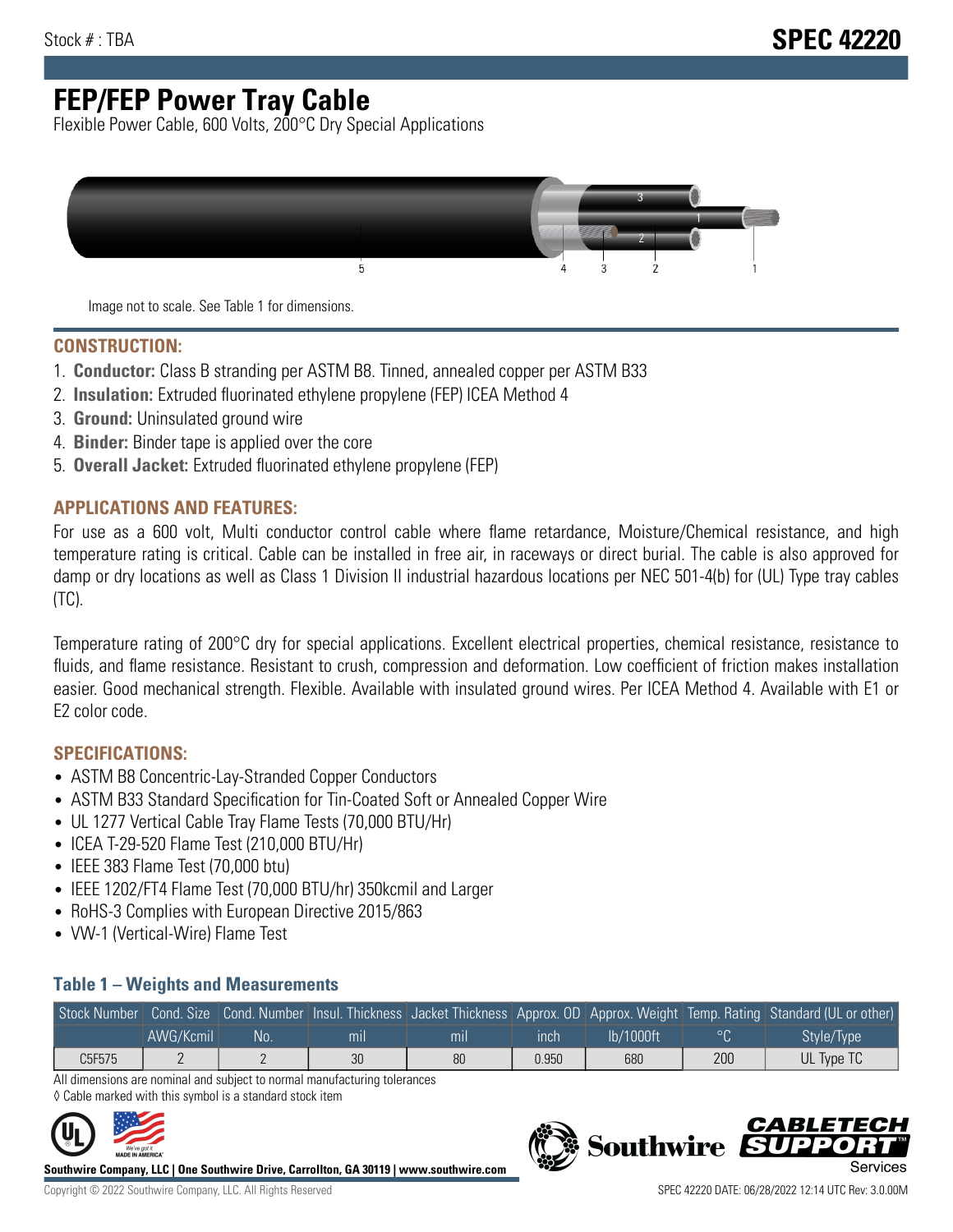Stock # : TBA

# SPEC 42220

# FEP/FEP Power Tray Cable

Flexible Power Cable, 600 Volts, 200°C Dry Special Applications

Image not to scale. See Table 1 for dimensions.

## CONSTRUCTION:

1. **Conductor:** Class B stranding per ASTM B8. Tinned, annealed copper per ASTM B33
2. **Insulation:** Extruded fluorinated ethylene propylene (FEP) ICEA Method 4
3. **Ground:** Uninsulated ground wire
4. **Binder:** Binder tape is applied over the core
5. **Overall Jacket:** Extruded fluorinated ethylene propylene (FEP)

## APPLICATIONS AND FEATURES:

For use as a 600 volt, Multi conductor control cable where flame retardance, Moisture/Chemical resistance, and high temperature rating is critical. Cable can be installed in free air, in raceways or direct burial. The cable is also approved for damp or dry locations as well as Class 1 Division II industrial hazardous locations per NEC 501-4(b) for (UL) Type tray cables (TC).

Temperature rating of 200°C dry for special applications. Excellent electrical properties, chemical resistance, resistance to fluids, and flame resistance. Resistant to crush, compression and deformation. Low coefficient of friction makes installation easier. Good mechanical strength. Flexible. Available with insulated ground wires. Per ICEA Method 4. Available with E1 or E2 color code.

## SPECIFICATIONS:

- ASTM B8 Concentric-Lay-Stranded Copper Conductors
- ASTM B33 Standard Specification for Tin-Coated Soft or Annealed Copper Wire
- UL 1277 Vertical Cable Tray Flame Tests (70,000 BTU/Hr)
- ICEA T-29-520 Flame Test (210,000 BTU/Hr)
- IEEE 383 Flame Test (70,000 btu)
- IEEE 1202/FT4 Flame Test (70,000 BTU/hr) 350kcmil and Larger
- RoHS-3 Complies with European Directive 2015/863
- VW-1 (Vertical-Wire) Flame Test

### Table 1 – Weights and Measurements

| Stock Number | Cond. Size | Cond. Number | Insul. Thickness | Jacket Thickness | Approx. OD | Approx. Weight | Temp. Rating | Standard (UL or other) |
|---|---|---|---|---|---|---|---|---|
| | AWG/Kcmil | No. | mil | mil | inch | lb/1000ft | °C | Style/Type |
| C5F575 | 2 | 2 | 30 | 80 | 0.950 | 680 | 200 | UL Type TC |

All dimensions are nominal and subject to normal manufacturing tolerances

◊ Cable marked with this symbol is a standard stock item

**Southwire Company, LLC | One Southwire Drive, Carrollton, GA 30119 | www.southwire.com**

Copyright © 2022 Southwire Company, LLC. All Rights Reserved

SPEC 42220 DATE: 06/28/2022 12:14 UTC Rev: 3.0.00M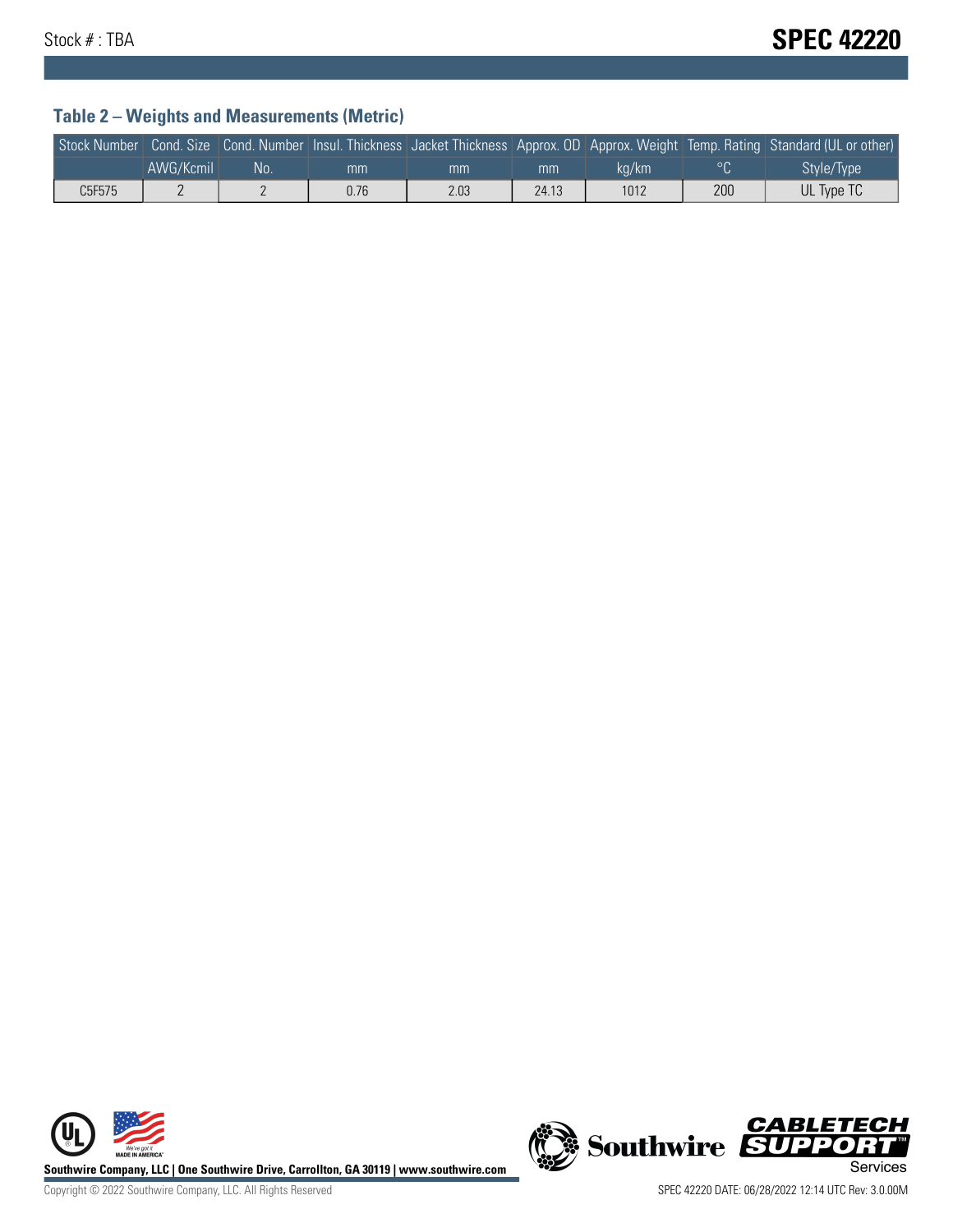## Table 2 – Weights and Measurements (Metric)

| Stock Number | Cond. Size | Cond. Number | Insul. Thickness | Jacket Thickness | Approx. OD | Approx. Weight | Temp. Rating | Standard (UL or other) |
|---|---|---|---|---|---|---|---|---|
| | AWG/Kcmil | No. | mm | mm | mm | kg/km | °C | Style/Type |
| C5F575 | 2 | 2 | 0.76 | 2.03 | 24.13 | 1012 | 200 | UL Type TC |